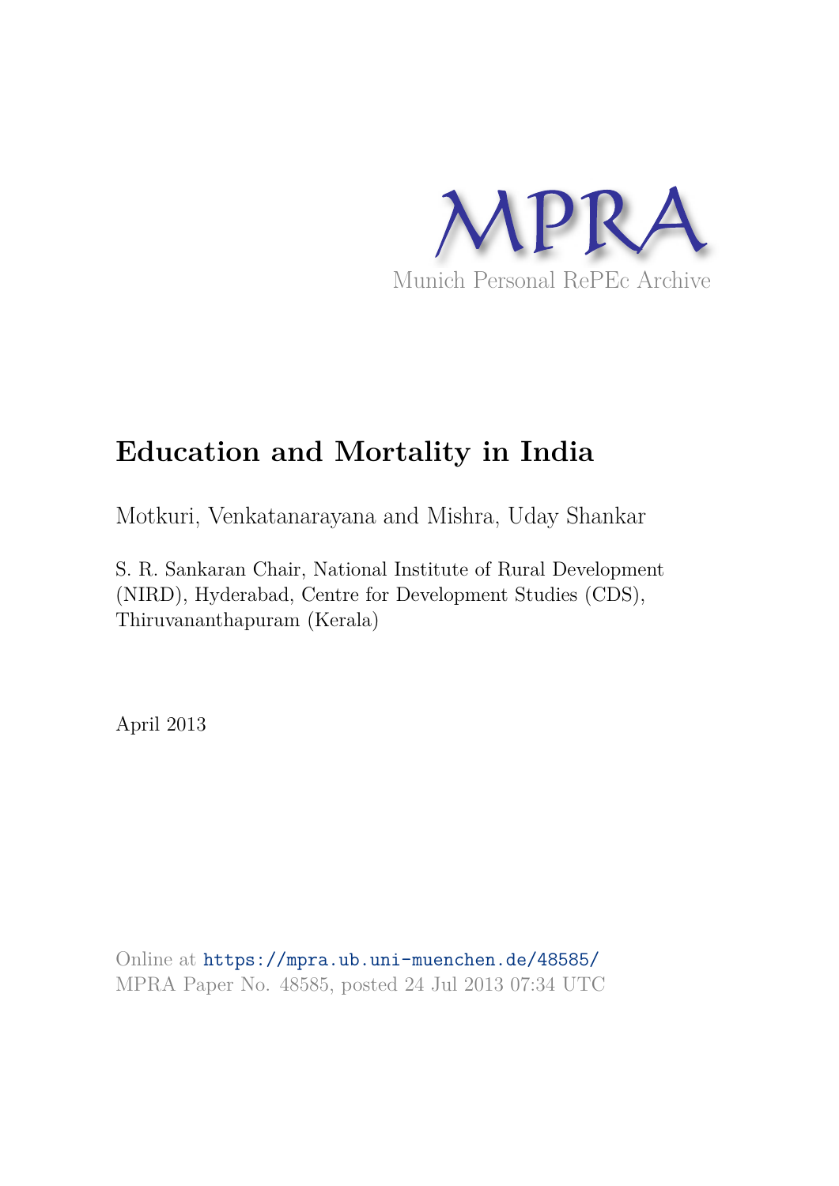MPRA

Munich Personal RePEc Archive

# Education and Mortality in India

Motkuri, Venkatanarayana and Mishra, Uday Shankar

S. R. Sankaran Chair, National Institute of Rural Development (NIRD), Hyderabad, Centre for Development Studies (CDS), Thiruvananthapuram (Kerala)

April 2013

Online at https://mpra.ub.uni-muenchen.de/48585/
MPRA Paper No. 48585, posted 24 Jul 2013 07:34 UTC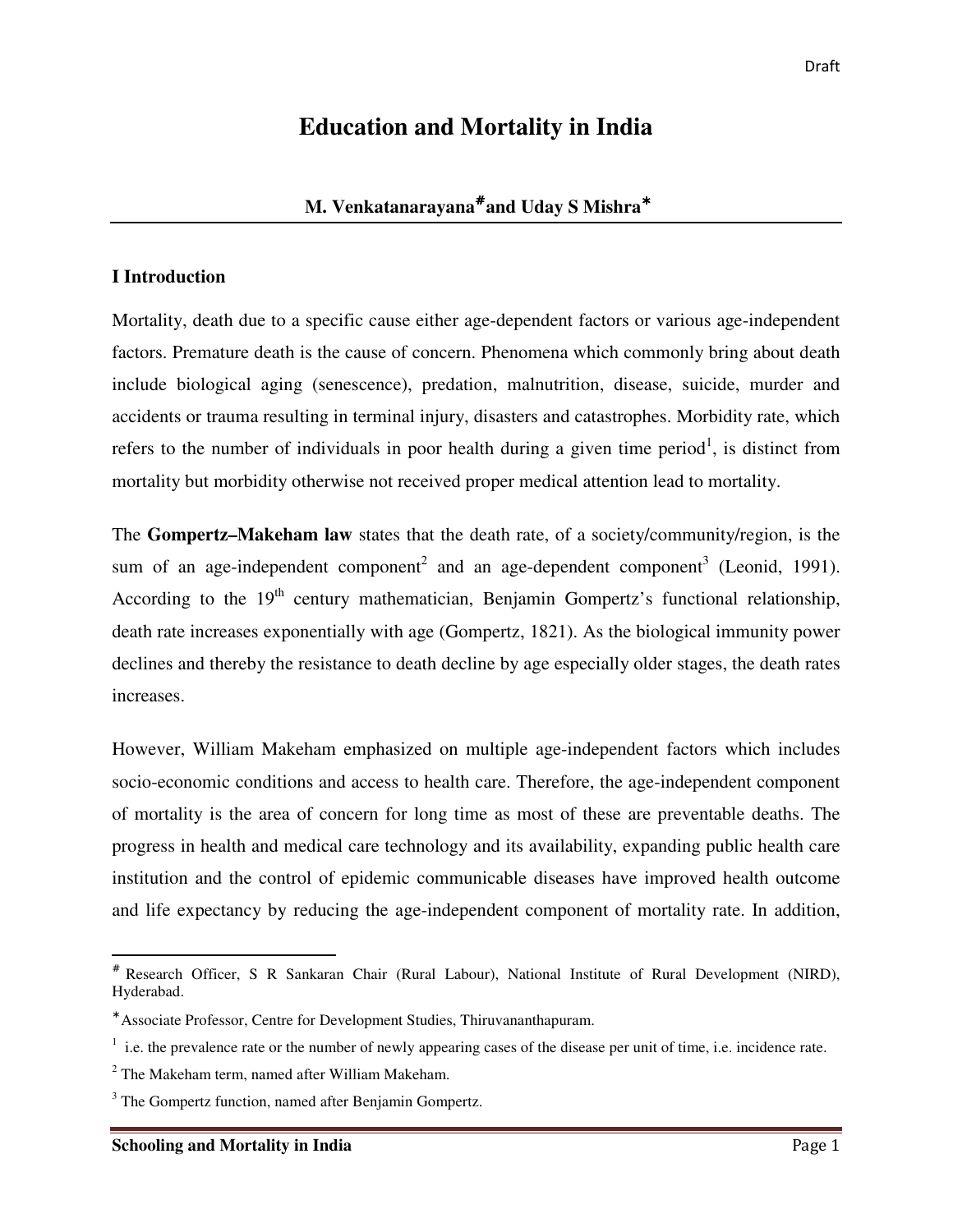# Education and Mortality in India

**M. Venkatanarayana[#] and Uday S Mishra[*]**

## I Introduction

Mortality, death due to a specific cause either age-dependent factors or various age-independent factors. Premature death is the cause of concern. Phenomena which commonly bring about death include biological aging (senescence), predation, malnutrition, disease, suicide, murder and accidents or trauma resulting in terminal injury, disasters and catastrophes. Morbidity rate, which refers to the number of individuals in poor health during a given time period[1], is distinct from mortality but morbidity otherwise not received proper medical attention lead to mortality.

The **Gompertz–Makeham law** states that the death rate, of a society/community/region, is the sum of an age-independent component[2] and an age-dependent component[3] (Leonid, 1991). According to the 19th century mathematician, Benjamin Gompertz's functional relationship, death rate increases exponentially with age (Gompertz, 1821). As the biological immunity power declines and thereby the resistance to death decline by age especially older stages, the death rates increases.

However, William Makeham emphasized on multiple age-independent factors which includes socio-economic conditions and access to health care. Therefore, the age-independent component of mortality is the area of concern for long time as most of these are preventable deaths. The progress in health and medical care technology and its availability, expanding public health care institution and the control of epidemic communicable diseases have improved health outcome and life expectancy by reducing the age-independent component of mortality rate. In addition,

---

[#] Research Officer, S R Sankaran Chair (Rural Labour), National Institute of Rural Development (NIRD), Hyderabad.

[*] Associate Professor, Centre for Development Studies, Thiruvananthapuram.

[1] i.e. the prevalence rate or the number of newly appearing cases of the disease per unit of time, i.e. incidence rate.

[2] The Makeham term, named after William Makeham.

[3] The Gompertz function, named after Benjamin Gompertz.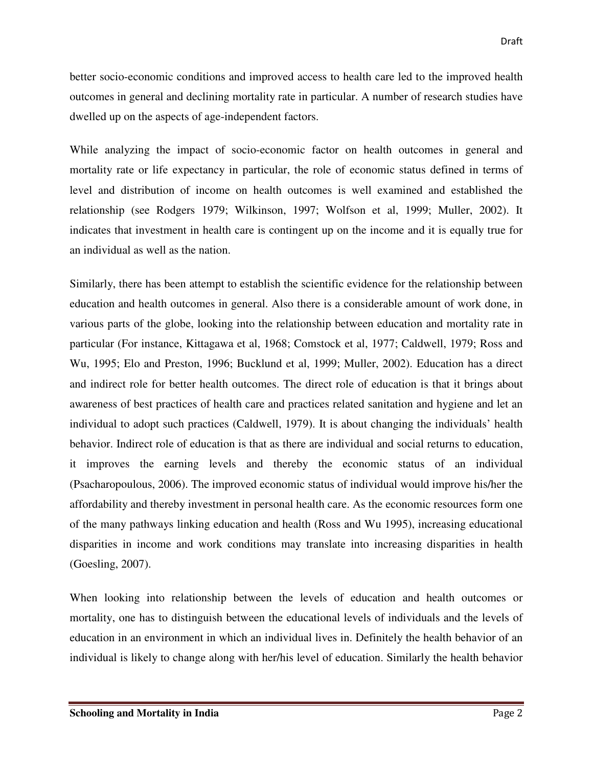better socio-economic conditions and improved access to health care led to the improved health outcomes in general and declining mortality rate in particular. A number of research studies have dwelled up on the aspects of age-independent factors.

While analyzing the impact of socio-economic factor on health outcomes in general and mortality rate or life expectancy in particular, the role of economic status defined in terms of level and distribution of income on health outcomes is well examined and established the relationship (see Rodgers 1979; Wilkinson, 1997; Wolfson et al, 1999; Muller, 2002). It indicates that investment in health care is contingent up on the income and it is equally true for an individual as well as the nation.

Similarly, there has been attempt to establish the scientific evidence for the relationship between education and health outcomes in general. Also there is a considerable amount of work done, in various parts of the globe, looking into the relationship between education and mortality rate in particular (For instance, Kittagawa et al, 1968; Comstock et al, 1977; Caldwell, 1979; Ross and Wu, 1995; Elo and Preston, 1996; Bucklund et al, 1999; Muller, 2002). Education has a direct and indirect role for better health outcomes. The direct role of education is that it brings about awareness of best practices of health care and practices related sanitation and hygiene and let an individual to adopt such practices (Caldwell, 1979). It is about changing the individuals' health behavior. Indirect role of education is that as there are individual and social returns to education, it improves the earning levels and thereby the economic status of an individual (Psacharopoulous, 2006). The improved economic status of individual would improve his/her the affordability and thereby investment in personal health care. As the economic resources form one of the many pathways linking education and health (Ross and Wu 1995), increasing educational disparities in income and work conditions may translate into increasing disparities in health (Goesling, 2007).

When looking into relationship between the levels of education and health outcomes or mortality, one has to distinguish between the educational levels of individuals and the levels of education in an environment in which an individual lives in. Definitely the health behavior of an individual is likely to change along with her/his level of education. Similarly the health behavior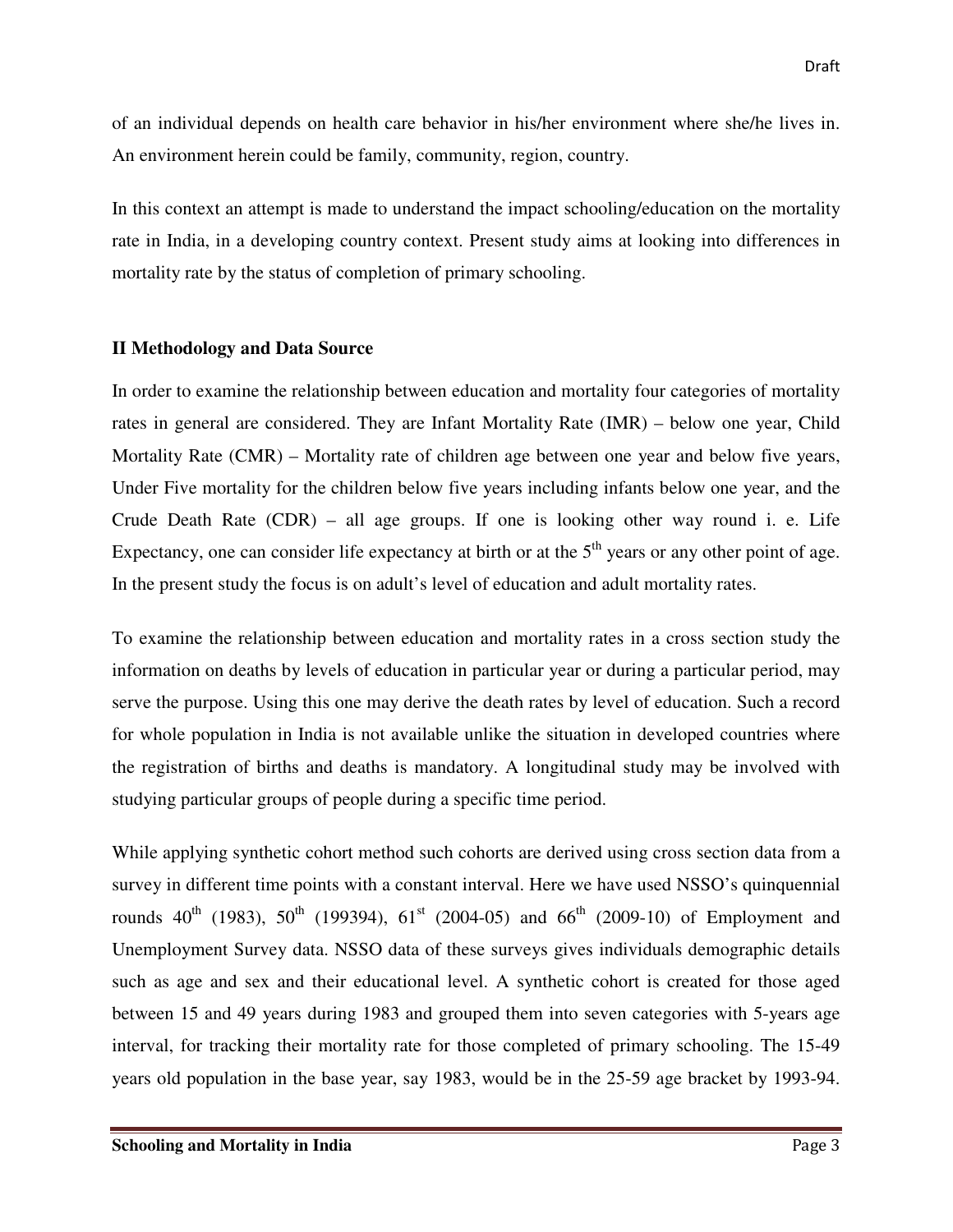of an individual depends on health care behavior in his/her environment where she/he lives in. An environment herein could be family, community, region, country.

In this context an attempt is made to understand the impact schooling/education on the mortality rate in India, in a developing country context. Present study aims at looking into differences in mortality rate by the status of completion of primary schooling.

## II Methodology and Data Source

In order to examine the relationship between education and mortality four categories of mortality rates in general are considered. They are Infant Mortality Rate (IMR) – below one year, Child Mortality Rate (CMR) – Mortality rate of children age between one year and below five years, Under Five mortality for the children below five years including infants below one year, and the Crude Death Rate (CDR) – all age groups. If one is looking other way round i. e. Life Expectancy, one can consider life expectancy at birth or at the 5th years or any other point of age. In the present study the focus is on adult's level of education and adult mortality rates.

To examine the relationship between education and mortality rates in a cross section study the information on deaths by levels of education in particular year or during a particular period, may serve the purpose. Using this one may derive the death rates by level of education. Such a record for whole population in India is not available unlike the situation in developed countries where the registration of births and deaths is mandatory. A longitudinal study may be involved with studying particular groups of people during a specific time period.

While applying synthetic cohort method such cohorts are derived using cross section data from a survey in different time points with a constant interval. Here we have used NSSO's quinquennial rounds 40th (1983), 50th (199394), 61st (2004-05) and 66th (2009-10) of Employment and Unemployment Survey data. NSSO data of these surveys gives individuals demographic details such as age and sex and their educational level. A synthetic cohort is created for those aged between 15 and 49 years during 1983 and grouped them into seven categories with 5-years age interval, for tracking their mortality rate for those completed of primary schooling. The 15-49 years old population in the base year, say 1983, would be in the 25-59 age bracket by 1993-94.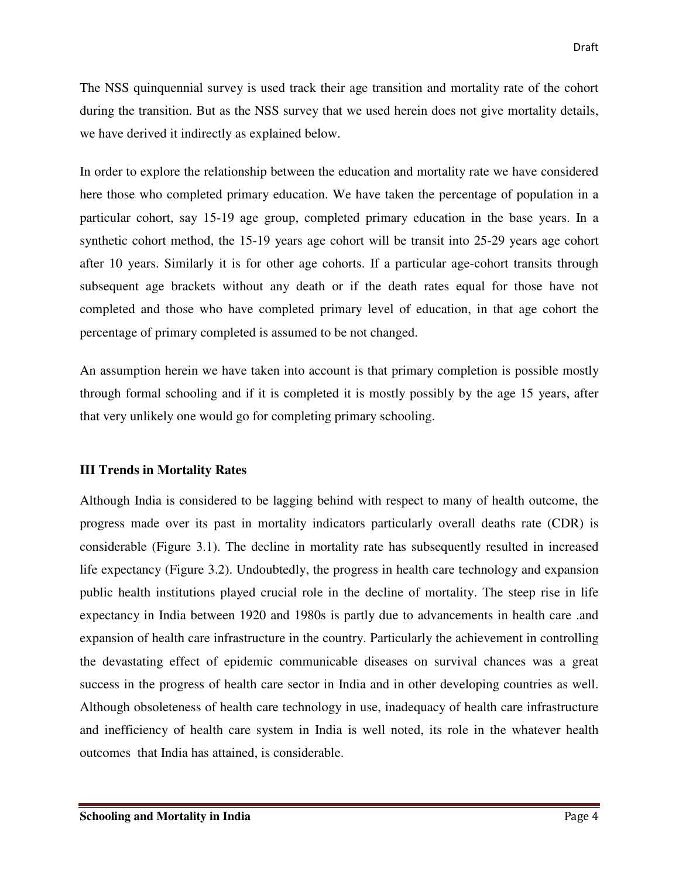The NSS quinquennial survey is used track their age transition and mortality rate of the cohort during the transition. But as the NSS survey that we used herein does not give mortality details, we have derived it indirectly as explained below.

In order to explore the relationship between the education and mortality rate we have considered here those who completed primary education. We have taken the percentage of population in a particular cohort, say 15-19 age group, completed primary education in the base years. In a synthetic cohort method, the 15-19 years age cohort will be transit into 25-29 years age cohort after 10 years. Similarly it is for other age cohorts. If a particular age-cohort transits through subsequent age brackets without any death or if the death rates equal for those have not completed and those who have completed primary level of education, in that age cohort the percentage of primary completed is assumed to be not changed.

An assumption herein we have taken into account is that primary completion is possible mostly through formal schooling and if it is completed it is mostly possibly by the age 15 years, after that very unlikely one would go for completing primary schooling.

## III Trends in Mortality Rates

Although India is considered to be lagging behind with respect to many of health outcome, the progress made over its past in mortality indicators particularly overall deaths rate (CDR) is considerable (Figure 3.1). The decline in mortality rate has subsequently resulted in increased life expectancy (Figure 3.2). Undoubtedly, the progress in health care technology and expansion public health institutions played crucial role in the decline of mortality. The steep rise in life expectancy in India between 1920 and 1980s is partly due to advancements in health care .and expansion of health care infrastructure in the country. Particularly the achievement in controlling the devastating effect of epidemic communicable diseases on survival chances was a great success in the progress of health care sector in India and in other developing countries as well. Although obsoleteness of health care technology in use, inadequacy of health care infrastructure and inefficiency of health care system in India is well noted, its role in the whatever health outcomes that India has attained, is considerable.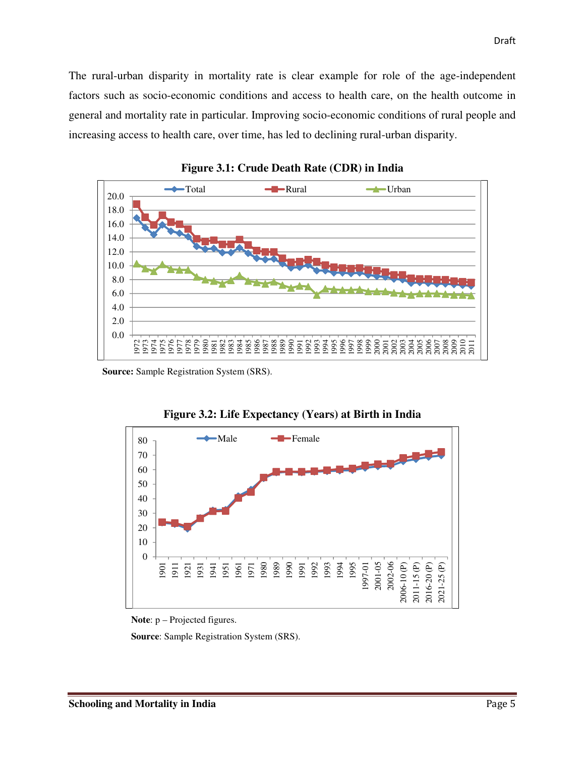The rural-urban disparity in mortality rate is clear example for role of the age-independent factors such as socio-economic conditions and access to health care, on the health outcome in general and mortality rate in particular. Improving socio-economic conditions of rural people and increasing access to health care, over time, has led to declining rural-urban disparity.

**Figure 3.1: Crude Death Rate (CDR) in India**

**Source:** Sample Registration System (SRS).

**Figure 3.2: Life Expectancy (Years) at Birth in India**

**Note**: p – Projected figures.

**Source**: Sample Registration System (SRS).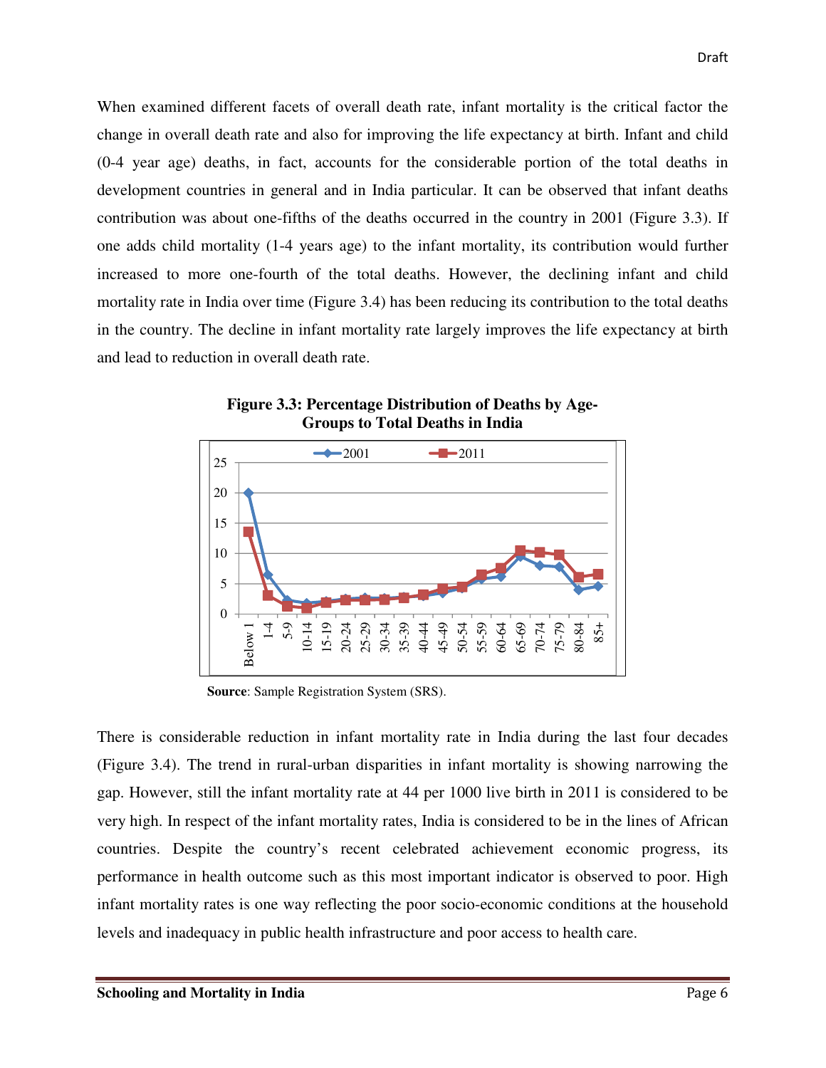When examined different facets of overall death rate, infant mortality is the critical factor the change in overall death rate and also for improving the life expectancy at birth. Infant and child (0-4 year age) deaths, in fact, accounts for the considerable portion of the total deaths in development countries in general and in India particular. It can be observed that infant deaths contribution was about one-fifths of the deaths occurred in the country in 2001 (Figure 3.3). If one adds child mortality (1-4 years age) to the infant mortality, its contribution would further increased to more one-fourth of the total deaths. However, the declining infant and child mortality rate in India over time (Figure 3.4) has been reducing its contribution to the total deaths in the country. The decline in infant mortality rate largely improves the life expectancy at birth and lead to reduction in overall death rate.

**Figure 3.3: Percentage Distribution of Deaths by Age-Groups to Total Deaths in India**

**Source**: Sample Registration System (SRS).

There is considerable reduction in infant mortality rate in India during the last four decades (Figure 3.4). The trend in rural-urban disparities in infant mortality is showing narrowing the gap. However, still the infant mortality rate at 44 per 1000 live birth in 2011 is considered to be very high. In respect of the infant mortality rates, India is considered to be in the lines of African countries. Despite the country's recent celebrated achievement economic progress, its performance in health outcome such as this most important indicator is observed to poor. High infant mortality rates is one way reflecting the poor socio-economic conditions at the household levels and inadequacy in public health infrastructure and poor access to health care.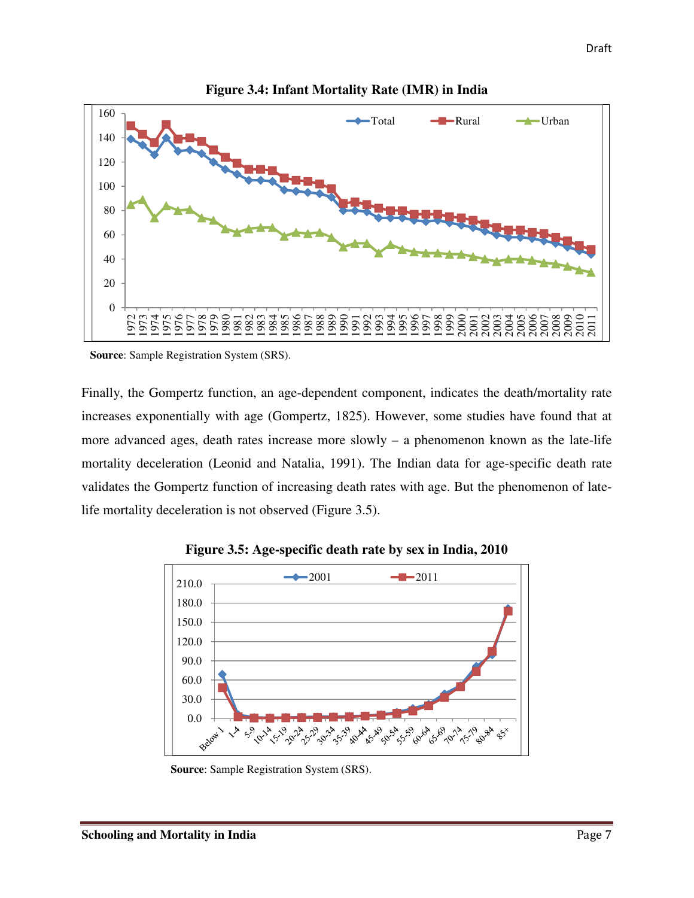**Figure 3.4: Infant Mortality Rate (IMR) in India**

**Source**: Sample Registration System (SRS).

Finally, the Gompertz function, an age-dependent component, indicates the death/mortality rate increases exponentially with age (Gompertz, 1825). However, some studies have found that at more advanced ages, death rates increase more slowly – a phenomenon known as the late-life mortality deceleration (Leonid and Natalia, 1991). The Indian data for age-specific death rate validates the Gompertz function of increasing death rates with age. But the phenomenon of late-life mortality deceleration is not observed (Figure 3.5).

**Figure 3.5: Age-specific death rate by sex in India, 2010**

**Source**: Sample Registration System (SRS).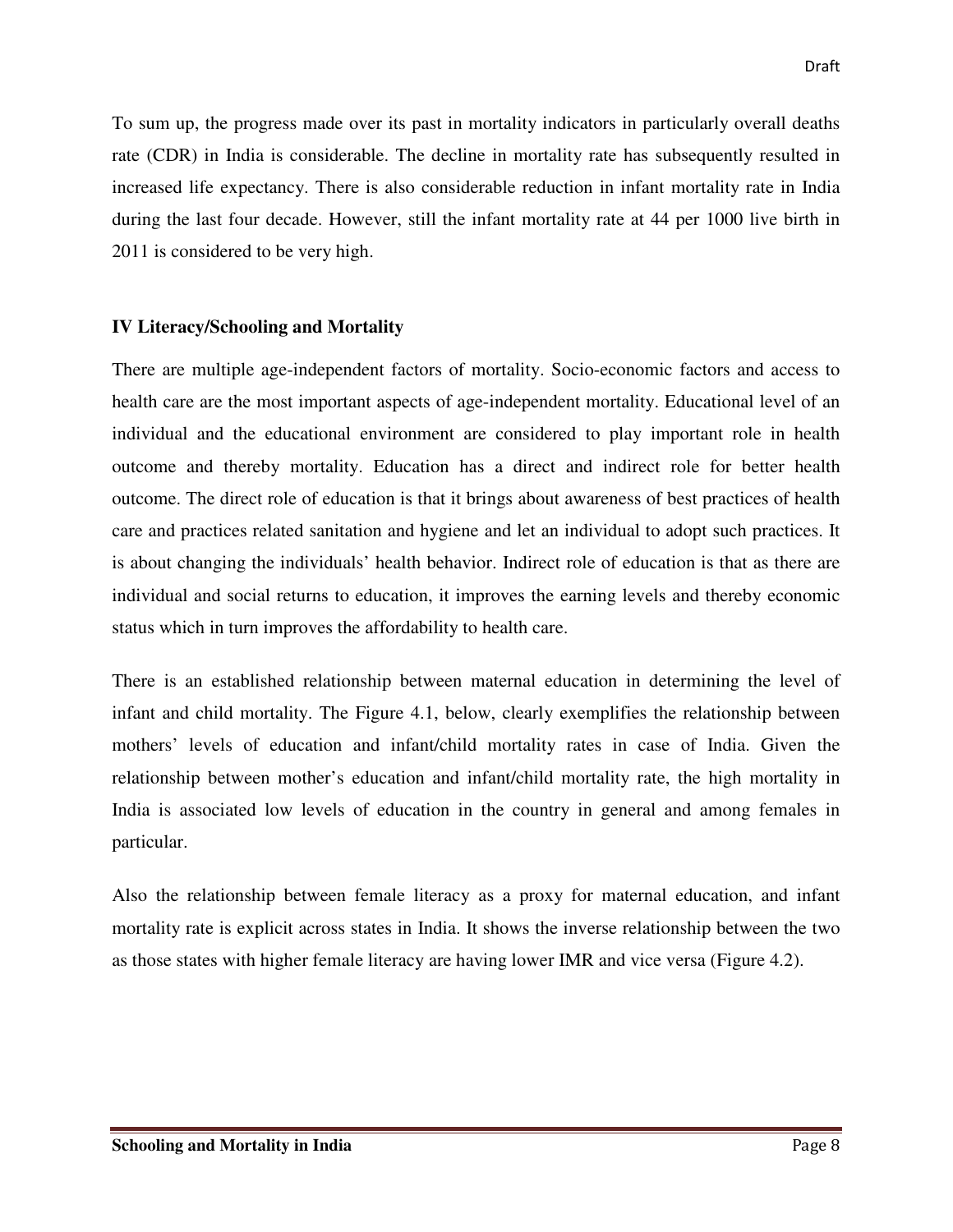To sum up, the progress made over its past in mortality indicators in particularly overall deaths rate (CDR) in India is considerable. The decline in mortality rate has subsequently resulted in increased life expectancy. There is also considerable reduction in infant mortality rate in India during the last four decade. However, still the infant mortality rate at 44 per 1000 live birth in 2011 is considered to be very high.

### IV Literacy/Schooling and Mortality

There are multiple age-independent factors of mortality. Socio-economic factors and access to health care are the most important aspects of age-independent mortality. Educational level of an individual and the educational environment are considered to play important role in health outcome and thereby mortality. Education has a direct and indirect role for better health outcome. The direct role of education is that it brings about awareness of best practices of health care and practices related sanitation and hygiene and let an individual to adopt such practices. It is about changing the individuals' health behavior. Indirect role of education is that as there are individual and social returns to education, it improves the earning levels and thereby economic status which in turn improves the affordability to health care.

There is an established relationship between maternal education in determining the level of infant and child mortality. The Figure 4.1, below, clearly exemplifies the relationship between mothers' levels of education and infant/child mortality rates in case of India. Given the relationship between mother's education and infant/child mortality rate, the high mortality in India is associated low levels of education in the country in general and among females in particular.

Also the relationship between female literacy as a proxy for maternal education, and infant mortality rate is explicit across states in India. It shows the inverse relationship between the two as those states with higher female literacy are having lower IMR and vice versa (Figure 4.2).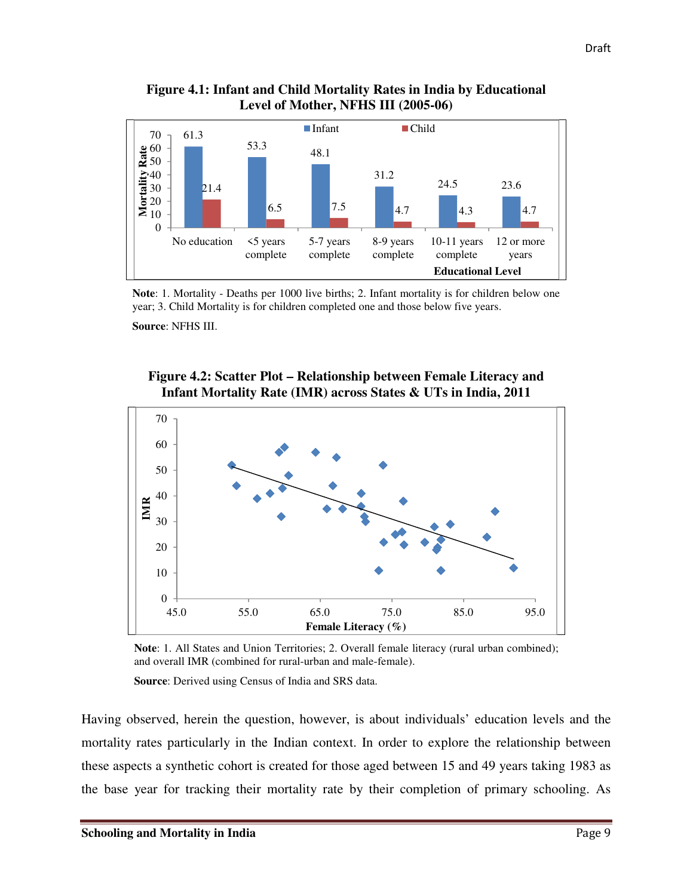**Figure 4.1: Infant and Child Mortality Rates in India by Educational Level of Mother, NFHS III (2005-06)**

| Educational Level | Infant | Child |
|---|---|---|
| No education | 61.3 | 21.4 |
| <5 years complete | 53.3 | 6.5 |
| 5-7 years complete | 48.1 | 7.5 |
| 8-9 years complete | 31.2 | 4.7 |
| 10-11 years complete | 24.5 | 4.3 |
| 12 or more years | 23.6 | 4.7 |

**Note**: 1. Mortality - Deaths per 1000 live births; 2. Infant mortality is for children below one year; 3. Child Mortality is for children completed one and those below five years.

**Source**: NFHS III.

**Figure 4.2: Scatter Plot – Relationship between Female Literacy and Infant Mortality Rate (IMR) across States & UTs in India, 2011**

**Note**: 1. All States and Union Territories; 2. Overall female literacy (rural urban combined); and overall IMR (combined for rural-urban and male-female).

**Source**: Derived using Census of India and SRS data.

Having observed, herein the question, however, is about individuals' education levels and the mortality rates particularly in the Indian context. In order to explore the relationship between these aspects a synthetic cohort is created for those aged between 15 and 49 years taking 1983 as the base year for tracking their mortality rate by their completion of primary schooling. As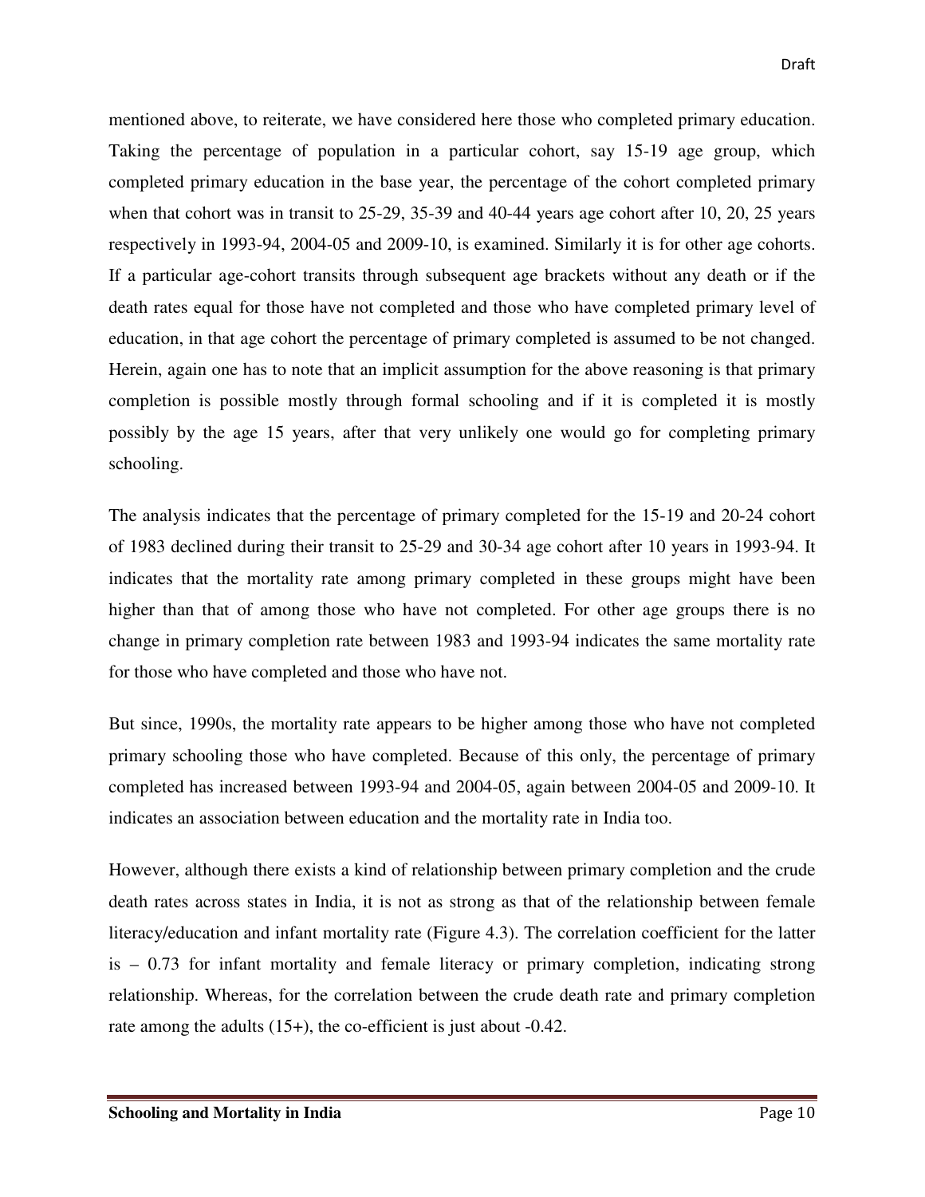mentioned above, to reiterate, we have considered here those who completed primary education. Taking the percentage of population in a particular cohort, say 15-19 age group, which completed primary education in the base year, the percentage of the cohort completed primary when that cohort was in transit to 25-29, 35-39 and 40-44 years age cohort after 10, 20, 25 years respectively in 1993-94, 2004-05 and 2009-10, is examined. Similarly it is for other age cohorts. If a particular age-cohort transits through subsequent age brackets without any death or if the death rates equal for those have not completed and those who have completed primary level of education, in that age cohort the percentage of primary completed is assumed to be not changed. Herein, again one has to note that an implicit assumption for the above reasoning is that primary completion is possible mostly through formal schooling and if it is completed it is mostly possibly by the age 15 years, after that very unlikely one would go for completing primary schooling.

The analysis indicates that the percentage of primary completed for the 15-19 and 20-24 cohort of 1983 declined during their transit to 25-29 and 30-34 age cohort after 10 years in 1993-94. It indicates that the mortality rate among primary completed in these groups might have been higher than that of among those who have not completed. For other age groups there is no change in primary completion rate between 1983 and 1993-94 indicates the same mortality rate for those who have completed and those who have not.

But since, 1990s, the mortality rate appears to be higher among those who have not completed primary schooling those who have completed. Because of this only, the percentage of primary completed has increased between 1993-94 and 2004-05, again between 2004-05 and 2009-10. It indicates an association between education and the mortality rate in India too.

However, although there exists a kind of relationship between primary completion and the crude death rates across states in India, it is not as strong as that of the relationship between female literacy/education and infant mortality rate (Figure 4.3). The correlation coefficient for the latter is – 0.73 for infant mortality and female literacy or primary completion, indicating strong relationship. Whereas, for the correlation between the crude death rate and primary completion rate among the adults (15+), the co-efficient is just about -0.42.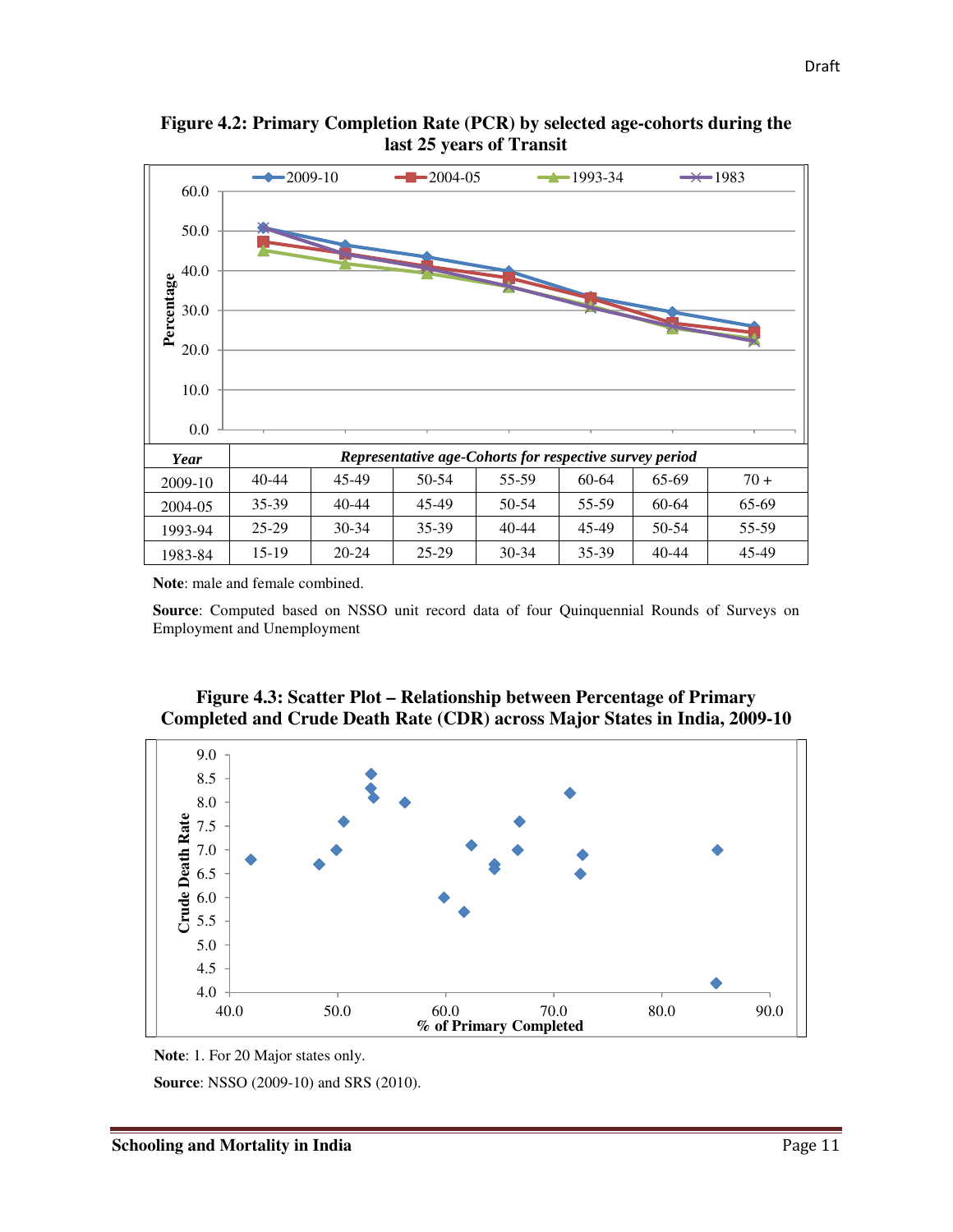**Figure 4.2: Primary Completion Rate (PCR) by selected age-cohorts during the last 25 years of Transit**

| Year | Representative age-Cohorts for respective survey period | | | | | | |
|---|---|---|---|---|---|---|---|
| 2009-10 | 40-44 | 45-49 | 50-54 | 55-59 | 60-64 | 65-69 | 70 + |
| 2004-05 | 35-39 | 40-44 | 45-49 | 50-54 | 55-59 | 60-64 | 65-69 |
| 1993-94 | 25-29 | 30-34 | 35-39 | 40-44 | 45-49 | 50-54 | 55-59 |
| 1983-84 | 15-19 | 20-24 | 25-29 | 30-34 | 35-39 | 40-44 | 45-49 |

**Note**: male and female combined.

**Source**: Computed based on NSSO unit record data of four Quinquennial Rounds of Surveys on Employment and Unemployment

**Figure 4.3: Scatter Plot – Relationship between Percentage of Primary Completed and Crude Death Rate (CDR) across Major States in India, 2009-10**

**Note**: 1. For 20 Major states only.

**Source**: NSSO (2009-10) and SRS (2010).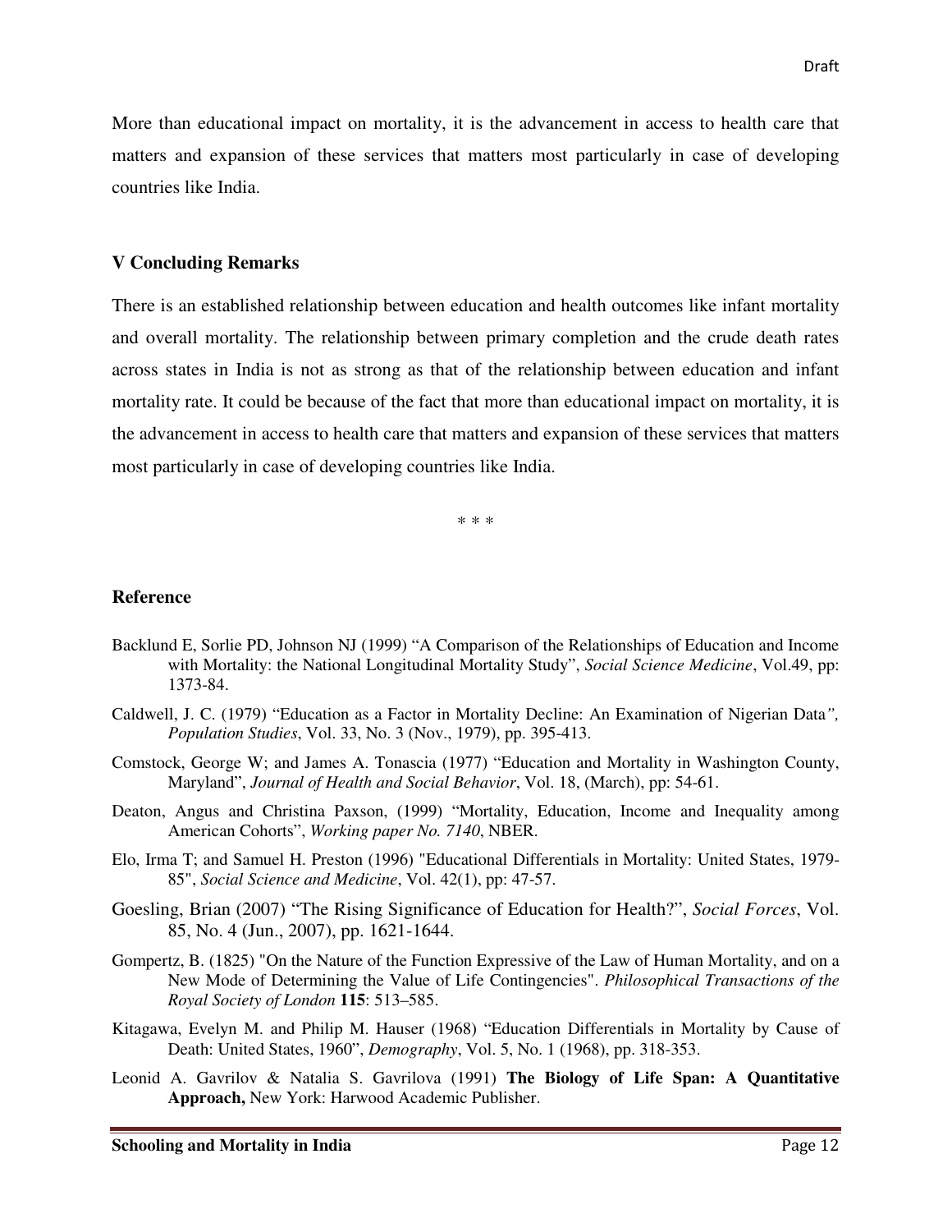More than educational impact on mortality, it is the advancement in access to health care that matters and expansion of these services that matters most particularly in case of developing countries like India.

## V Concluding Remarks

There is an established relationship between education and health outcomes like infant mortality and overall mortality. The relationship between primary completion and the crude death rates across states in India is not as strong as that of the relationship between education and infant mortality rate. It could be because of the fact that more than educational impact on mortality, it is the advancement in access to health care that matters and expansion of these services that matters most particularly in case of developing countries like India.

\* \* \*

## Reference

Backlund E, Sorlie PD, Johnson NJ (1999) "A Comparison of the Relationships of Education and Income with Mortality: the National Longitudinal Mortality Study", *Social Science Medicine*, Vol.49, pp: 1373-84.

Caldwell, J. C. (1979) "Education as a Factor in Mortality Decline: An Examination of Nigerian Data*", Population Studies*, Vol. 33, No. 3 (Nov., 1979), pp. 395-413.

Comstock, George W; and James A. Tonascia (1977) "Education and Mortality in Washington County, Maryland", *Journal of Health and Social Behavior*, Vol. 18, (March), pp: 54-61.

Deaton, Angus and Christina Paxson, (1999) "Mortality, Education, Income and Inequality among American Cohorts", *Working paper No. 7140*, NBER.

Elo, Irma T; and Samuel H. Preston (1996) "Educational Differentials in Mortality: United States, 1979-85", *Social Science and Medicine*, Vol. 42(1), pp: 47-57.

Goesling, Brian (2007) "The Rising Significance of Education for Health?", *Social Forces*, Vol. 85, No. 4 (Jun., 2007), pp. 1621-1644.

Gompertz, B. (1825) "On the Nature of the Function Expressive of the Law of Human Mortality, and on a New Mode of Determining the Value of Life Contingencies". *Philosophical Transactions of the Royal Society of London* **115**: 513–585.

Kitagawa, Evelyn M. and Philip M. Hauser (1968) "Education Differentials in Mortality by Cause of Death: United States, 1960", *Demography*, Vol. 5, No. 1 (1968), pp. 318-353.

Leonid A. Gavrilov & Natalia S. Gavrilova (1991) **The Biology of Life Span: A Quantitative Approach,** New York: Harwood Academic Publisher.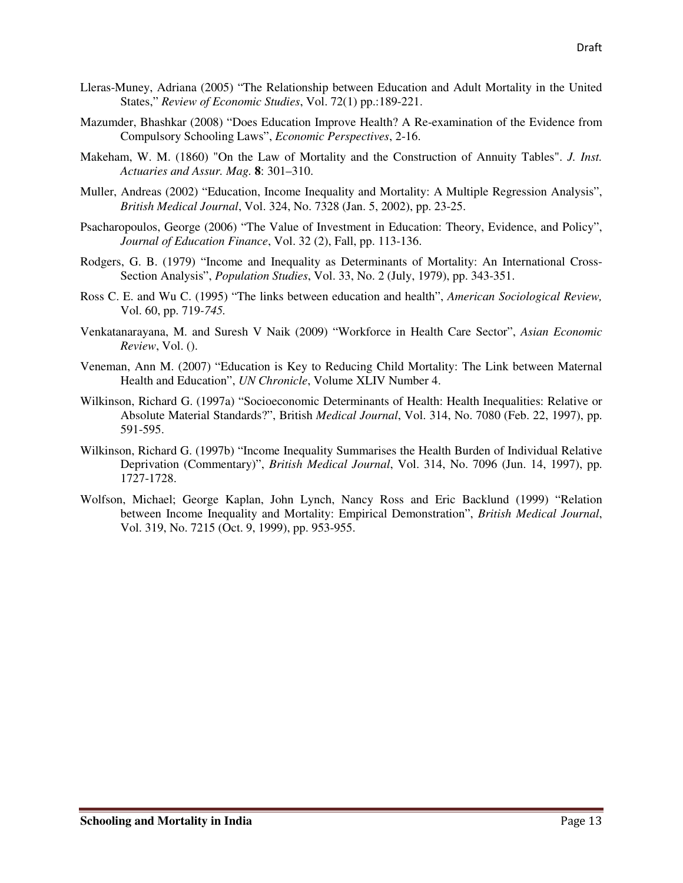Lleras-Muney, Adriana (2005) “The Relationship between Education and Adult Mortality in the United States,” *Review of Economic Studies*, Vol. 72(1) pp.:189-221.

Mazumder, Bhashkar (2008) “Does Education Improve Health? A Re-examination of the Evidence from Compulsory Schooling Laws”, *Economic Perspectives*, 2-16.

Makeham, W. M. (1860) "On the Law of Mortality and the Construction of Annuity Tables". *J. Inst. Actuaries and Assur. Mag.* **8**: 301–310.

Muller, Andreas (2002) “Education, Income Inequality and Mortality: A Multiple Regression Analysis”, *British Medical Journal*, Vol. 324, No. 7328 (Jan. 5, 2002), pp. 23-25.

Psacharopoulos, George (2006) “The Value of Investment in Education: Theory, Evidence, and Policy”, *Journal of Education Finance*, Vol. 32 (2), Fall, pp. 113-136.

Rodgers, G. B. (1979) “Income and Inequality as Determinants of Mortality: An International Cross-Section Analysis”, *Population Studies*, Vol. 33, No. 2 (July, 1979), pp. 343-351.

Ross C. E. and Wu C. (1995) “The links between education and health”, *American Sociological Review,* Vol. 60, pp. 719-*745.*

Venkatanarayana, M. and Suresh V Naik (2009) “Workforce in Health Care Sector”, *Asian Economic Review*, Vol. ().

Veneman, Ann M. (2007) “Education is Key to Reducing Child Mortality: The Link between Maternal Health and Education”, *UN Chronicle*, Volume XLIV Number 4.

Wilkinson, Richard G. (1997a) “Socioeconomic Determinants of Health: Health Inequalities: Relative or Absolute Material Standards?”, British *Medical Journal*, Vol. 314, No. 7080 (Feb. 22, 1997), pp. 591-595.

Wilkinson, Richard G. (1997b) “Income Inequality Summarises the Health Burden of Individual Relative Deprivation (Commentary)”, *British Medical Journal*, Vol. 314, No. 7096 (Jun. 14, 1997), pp. 1727-1728.

Wolfson, Michael; George Kaplan, John Lynch, Nancy Ross and Eric Backlund (1999) “Relation between Income Inequality and Mortality: Empirical Demonstration”, *British Medical Journal*, Vol. 319, No. 7215 (Oct. 9, 1999), pp. 953-955.